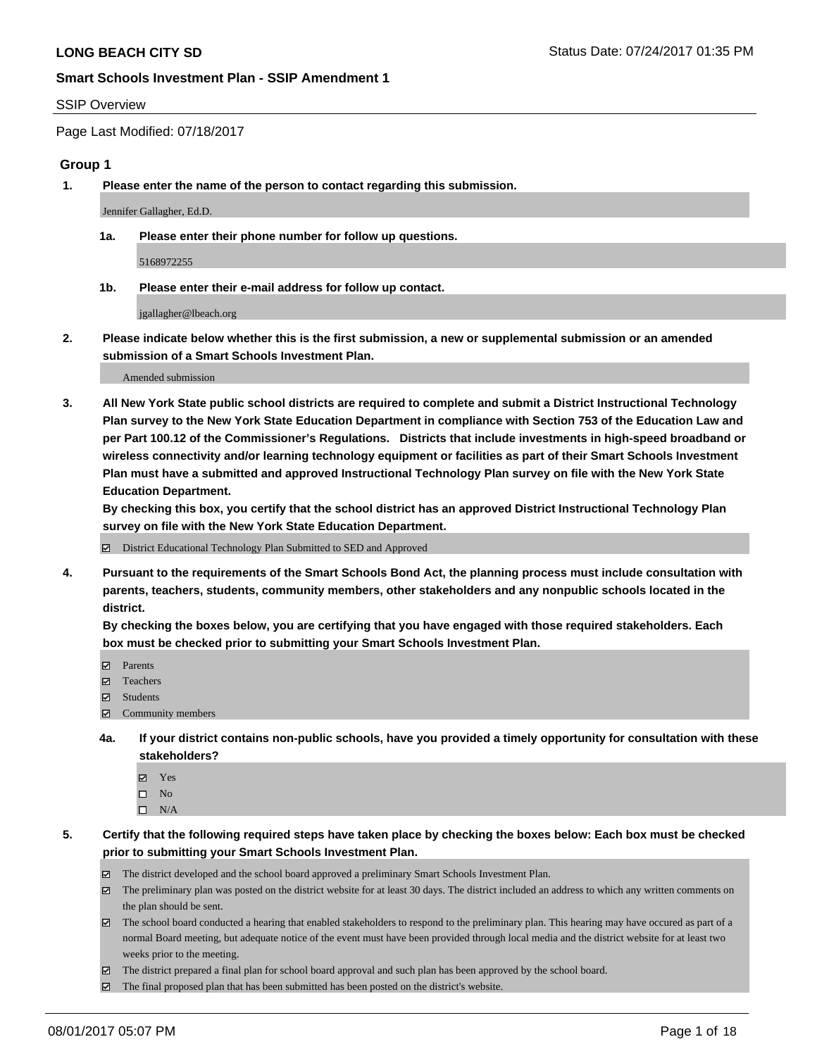**LONG BEACH CITY SD** Status Date: 07/24/2017 01:35 PM

**Smart Schools Investment Plan - SSIP Amendment 1**

SSIP Overview

Page Last Modified: 07/18/2017

### Group 1

**1. Please enter the name of the person to contact regarding this submission.**

Jennifer Gallagher, Ed.D.

**1a. Please enter their phone number for follow up questions.**

5168972255

**1b. Please enter their e-mail address for follow up contact.**

jgallagher@lbeach.org

**2. Please indicate below whether this is the first submission, a new or supplemental submission or an amended submission of a Smart Schools Investment Plan.**

Amended submission

**3. All New York State public school districts are required to complete and submit a District Instructional Technology Plan survey to the New York State Education Department in compliance with Section 753 of the Education Law and per Part 100.12 of the Commissioner's Regulations. Districts that include investments in high-speed broadband or wireless connectivity and/or learning technology equipment or facilities as part of their Smart Schools Investment Plan must have a submitted and approved Instructional Technology Plan survey on file with the New York State Education Department.**
**By checking this box, you certify that the school district has an approved District Instructional Technology Plan survey on file with the New York State Education Department.**

- ☑ District Educational Technology Plan Submitted to SED and Approved

**4. Pursuant to the requirements of the Smart Schools Bond Act, the planning process must include consultation with parents, teachers, students, community members, other stakeholders and any nonpublic schools located in the district.**
**By checking the boxes below, you are certifying that you have engaged with those required stakeholders. Each box must be checked prior to submitting your Smart Schools Investment Plan.**

- ☑ Parents
- ☑ Teachers
- ☑ Students
- ☑ Community members

**4a. If your district contains non-public schools, have you provided a timely opportunity for consultation with these stakeholders?**

- ☑ Yes
- ☐ No
- ☐ N/A

**5. Certify that the following required steps have taken place by checking the boxes below: Each box must be checked prior to submitting your Smart Schools Investment Plan.**

- ☑ The district developed and the school board approved a preliminary Smart Schools Investment Plan.
- ☑ The preliminary plan was posted on the district website for at least 30 days. The district included an address to which any written comments on the plan should be sent.
- ☑ The school board conducted a hearing that enabled stakeholders to respond to the preliminary plan. This hearing may have occured as part of a normal Board meeting, but adequate notice of the event must have been provided through local media and the district website for at least two weeks prior to the meeting.
- ☑ The district prepared a final plan for school board approval and such plan has been approved by the school board.
- ☑ The final proposed plan that has been submitted has been posted on the district's website.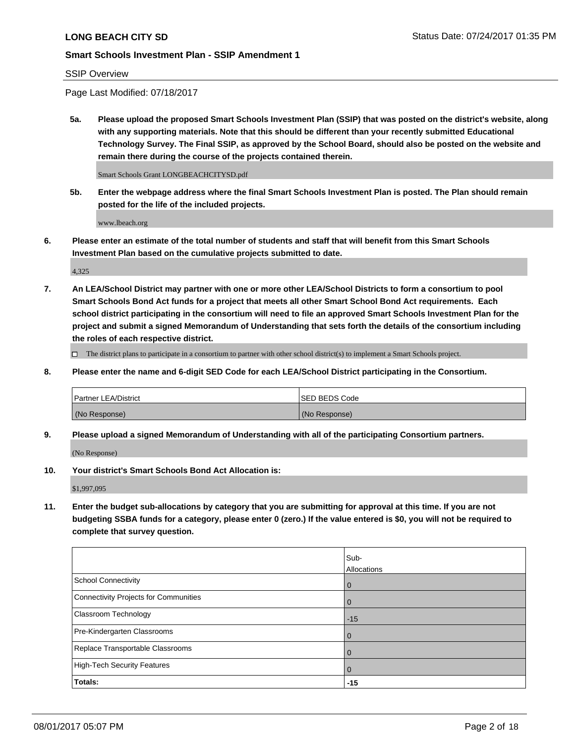SSIP Overview

Page Last Modified: 07/18/2017

**5a. Please upload the proposed Smart Schools Investment Plan (SSIP) that was posted on the district's website, along with any supporting materials. Note that this should be different than your recently submitted Educational Technology Survey. The Final SSIP, as approved by the School Board, should also be posted on the website and remain there during the course of the projects contained therein.**

Smart Schools Grant LONGBEACHCITYSD.pdf

**5b. Enter the webpage address where the final Smart Schools Investment Plan is posted. The Plan should remain posted for the life of the included projects.**

www.lbeach.org

**6. Please enter an estimate of the total number of students and staff that will benefit from this Smart Schools Investment Plan based on the cumulative projects submitted to date.**

4,325

**7. An LEA/School District may partner with one or more other LEA/School Districts to form a consortium to pool Smart Schools Bond Act funds for a project that meets all other Smart School Bond Act requirements. Each school district participating in the consortium will need to file an approved Smart Schools Investment Plan for the project and submit a signed Memorandum of Understanding that sets forth the details of the consortium including the roles of each respective district.**

☐ The district plans to participate in a consortium to partner with other school district(s) to implement a Smart Schools project.

**8. Please enter the name and 6-digit SED Code for each LEA/School District participating in the Consortium.**

| Partner LEA/District | SED BEDS Code |
|---|---|
| (No Response) | (No Response) |

**9. Please upload a signed Memorandum of Understanding with all of the participating Consortium partners.**

(No Response)

**10. Your district's Smart Schools Bond Act Allocation is:**

$1,997,095

**11. Enter the budget sub-allocations by category that you are submitting for approval at this time. If you are not budgeting SSBA funds for a category, please enter 0 (zero.) If the value entered is $0, you will not be required to complete that survey question.**

| | Sub-Allocations |
|---|---|
| School Connectivity | 0 |
| Connectivity Projects for Communities | 0 |
| Classroom Technology | -15 |
| Pre-Kindergarten Classrooms | 0 |
| Replace Transportable Classrooms | 0 |
| High-Tech Security Features | 0 |
| **Totals:** | **-15** |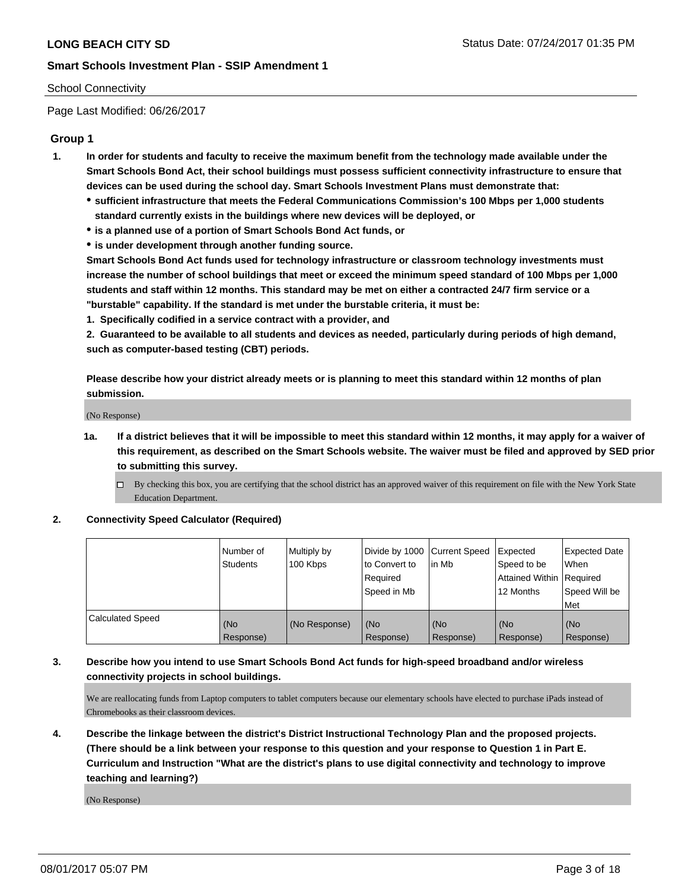School Connectivity

Page Last Modified: 06/26/2017

## Group 1

1. **In order for students and faculty to receive the maximum benefit from the technology made available under the Smart Schools Bond Act, their school buildings must possess sufficient connectivity infrastructure to ensure that devices can be used during the school day. Smart Schools Investment Plans must demonstrate that:**
   - **sufficient infrastructure that meets the Federal Communications Commission's 100 Mbps per 1,000 students standard currently exists in the buildings where new devices will be deployed, or**
   - **is a planned use of a portion of Smart Schools Bond Act funds, or**
   - **is under development through another funding source.**

   **Smart Schools Bond Act funds used for technology infrastructure or classroom technology investments must increase the number of school buildings that meet or exceed the minimum speed standard of 100 Mbps per 1,000 students and staff within 12 months. This standard may be met on either a contracted 24/7 firm service or a "burstable" capability. If the standard is met under the burstable criteria, it must be:**

   **1. Specifically codified in a service contract with a provider, and**

   **2. Guaranteed to be available to all students and devices as needed, particularly during periods of high demand, such as computer-based testing (CBT) periods.**

   **Please describe how your district already meets or is planning to meet this standard within 12 months of plan submission.**

   (No Response)

   1a. **If a district believes that it will be impossible to meet this standard within 12 months, it may apply for a waiver of this requirement, as described on the Smart Schools website. The waiver must be filed and approved by SED prior to submitting this survey.**

   ☐ By checking this box, you are certifying that the school district has an approved waiver of this requirement on file with the New York State Education Department.

2. **Connectivity Speed Calculator (Required)**

| | Number of Students | Multiply by 100 Kbps | Divide by 1000 to Convert to Required Speed in Mb | Current Speed in Mb | Expected Speed to be Attained Within 12 Months | Expected Date When Required Speed Will be Met |
|---|---|---|---|---|---|---|
| Calculated Speed | (No Response) | (No Response) | (No Response) | (No Response) | (No Response) | (No Response) |

3. **Describe how you intend to use Smart Schools Bond Act funds for high-speed broadband and/or wireless connectivity projects in school buildings.**

   We are reallocating funds from Laptop computers to tablet computers because our elementary schools have elected to purchase iPads instead of Chromebooks as their classroom devices.

4. **Describe the linkage between the district's District Instructional Technology Plan and the proposed projects. (There should be a link between your response to this question and your response to Question 1 in Part E. Curriculum and Instruction "What are the district's plans to use digital connectivity and technology to improve teaching and learning?)**

   (No Response)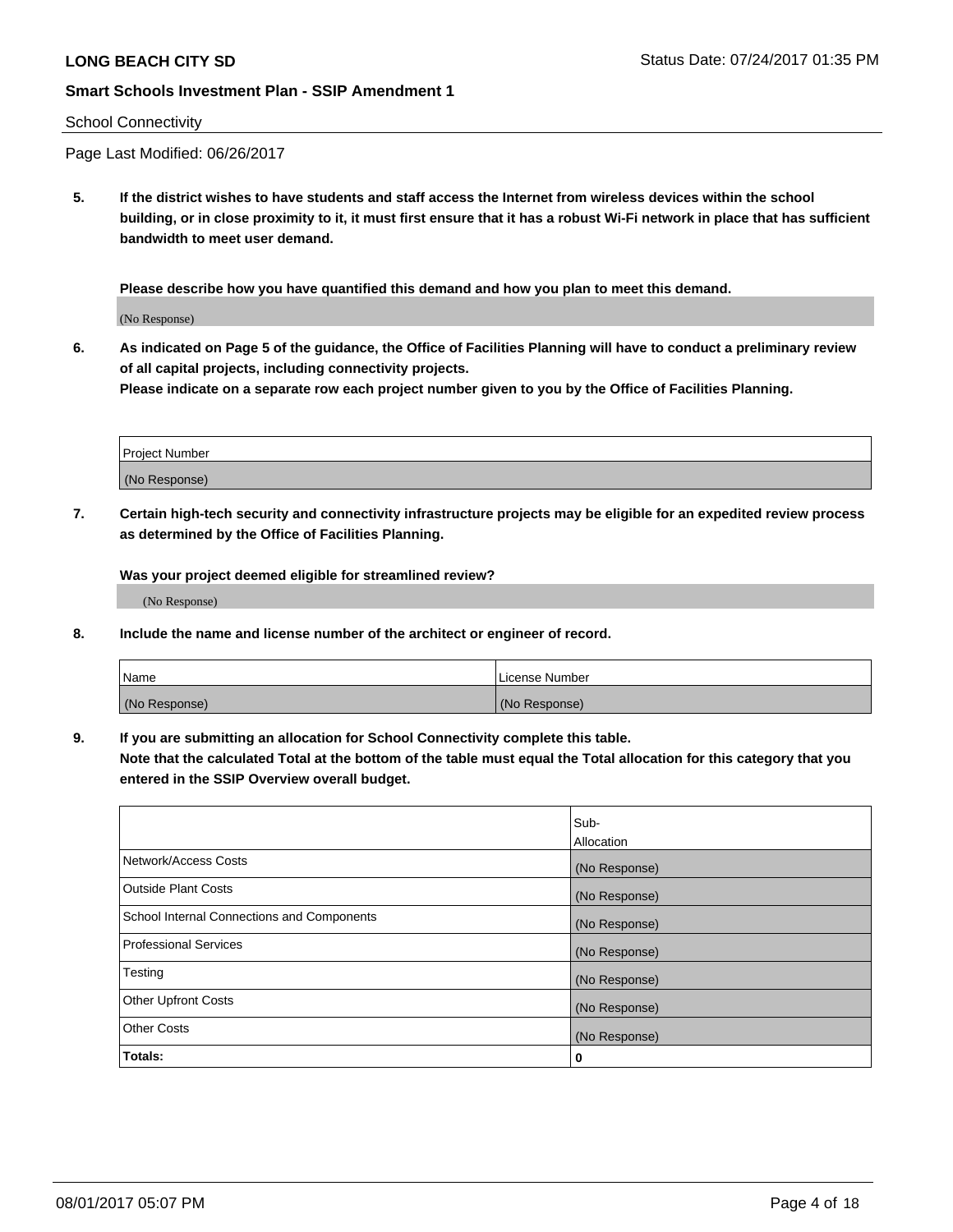School Connectivity

Page Last Modified: 06/26/2017

**5. If the district wishes to have students and staff access the Internet from wireless devices within the school building, or in close proximity to it, it must first ensure that it has a robust Wi-Fi network in place that has sufficient bandwidth to meet user demand.**

**Please describe how you have quantified this demand and how you plan to meet this demand.**

(No Response)

**6. As indicated on Page 5 of the guidance, the Office of Facilities Planning will have to conduct a preliminary review of all capital projects, including connectivity projects.**
**Please indicate on a separate row each project number given to you by the Office of Facilities Planning.**

| Project Number |
|---|
| (No Response) |

**7. Certain high-tech security and connectivity infrastructure projects may be eligible for an expedited review process as determined by the Office of Facilities Planning.**

**Was your project deemed eligible for streamlined review?**

(No Response)

**8. Include the name and license number of the architect or engineer of record.**

| Name | License Number |
|---|---|
| (No Response) | (No Response) |

**9. If you are submitting an allocation for School Connectivity complete this table.**
**Note that the calculated Total at the bottom of the table must equal the Total allocation for this category that you entered in the SSIP Overview overall budget.**

| | Sub-Allocation |
|---|---|
| Network/Access Costs | (No Response) |
| Outside Plant Costs | (No Response) |
| School Internal Connections and Components | (No Response) |
| Professional Services | (No Response) |
| Testing | (No Response) |
| Other Upfront Costs | (No Response) |
| Other Costs | (No Response) |
| **Totals:** | **0** |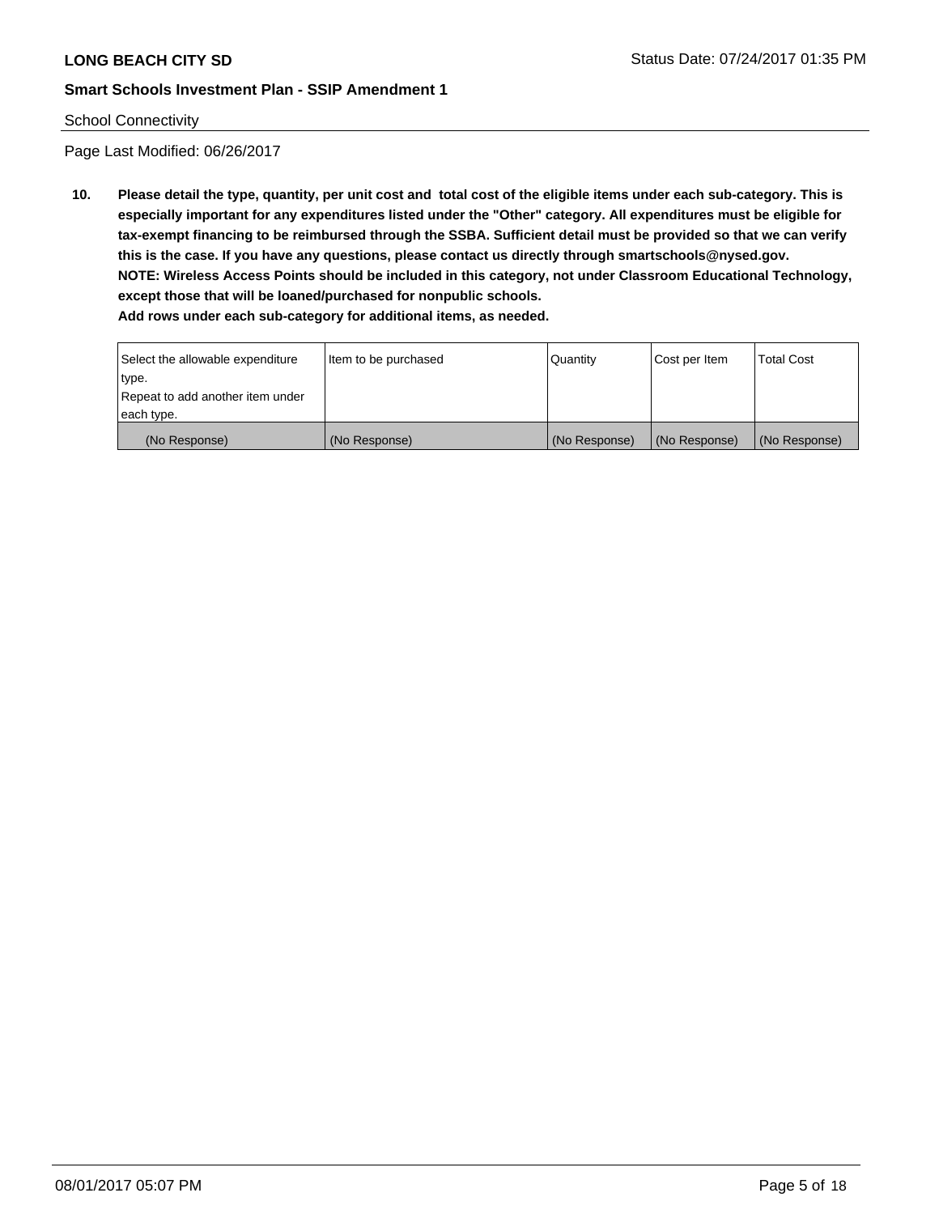School Connectivity

Page Last Modified: 06/26/2017

**10. Please detail the type, quantity, per unit cost and total cost of the eligible items under each sub-category. This is especially important for any expenditures listed under the "Other" category. All expenditures must be eligible for tax-exempt financing to be reimbursed through the SSBA. Sufficient detail must be provided so that we can verify this is the case. If you have any questions, please contact us directly through smartschools@nysed.gov.**
**NOTE: Wireless Access Points should be included in this category, not under Classroom Educational Technology, except those that will be loaned/purchased for nonpublic schools.**
**Add rows under each sub-category for additional items, as needed.**

| Select the allowable expenditure type. Repeat to add another item under each type. | Item to be purchased | Quantity | Cost per Item | Total Cost |
|---|---|---|---|---|
| (No Response) | (No Response) | (No Response) | (No Response) | (No Response) |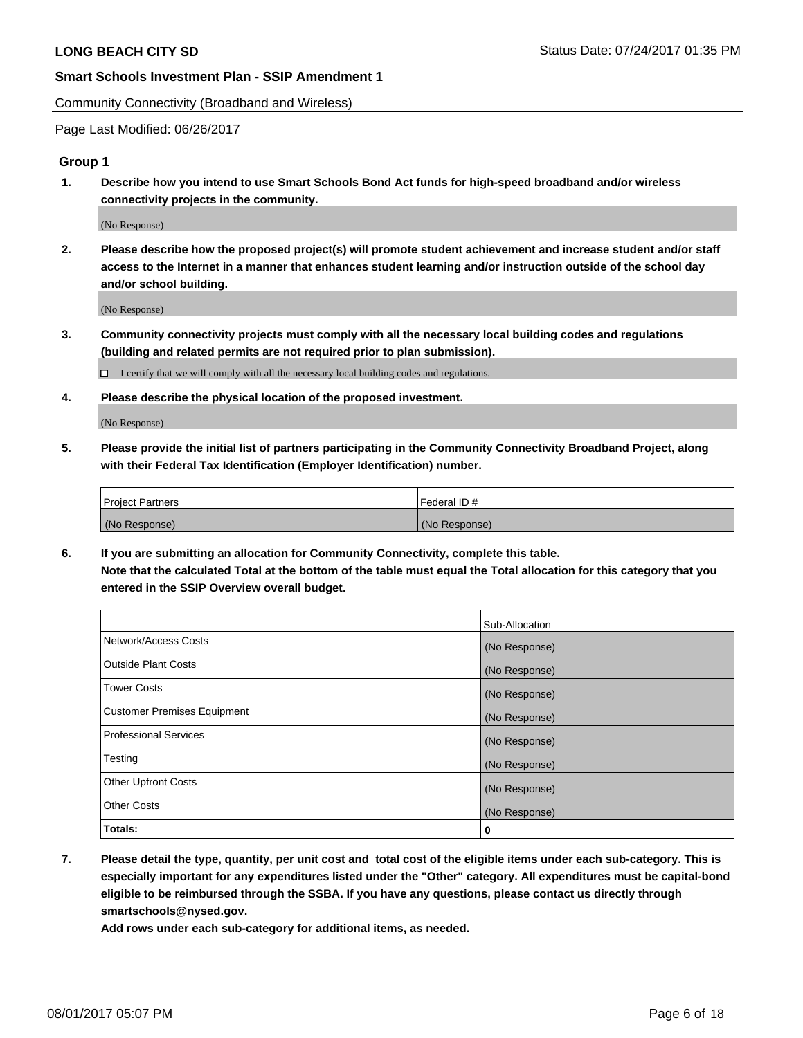Community Connectivity (Broadband and Wireless)

Page Last Modified: 06/26/2017

## Group 1

**1. Describe how you intend to use Smart Schools Bond Act funds for high-speed broadband and/or wireless connectivity projects in the community.**

(No Response)

**2. Please describe how the proposed project(s) will promote student achievement and increase student and/or staff access to the Internet in a manner that enhances student learning and/or instruction outside of the school day and/or school building.**

(No Response)

**3. Community connectivity projects must comply with all the necessary local building codes and regulations (building and related permits are not required prior to plan submission).**

☐ I certify that we will comply with all the necessary local building codes and regulations.

**4. Please describe the physical location of the proposed investment.**

(No Response)

**5. Please provide the initial list of partners participating in the Community Connectivity Broadband Project, along with their Federal Tax Identification (Employer Identification) number.**

| Project Partners | Federal ID # |
| --- | --- |
| (No Response) | (No Response) |

**6. If you are submitting an allocation for Community Connectivity, complete this table.**
**Note that the calculated Total at the bottom of the table must equal the Total allocation for this category that you entered in the SSIP Overview overall budget.**

| | Sub-Allocation |
| --- | --- |
| Network/Access Costs | (No Response) |
| Outside Plant Costs | (No Response) |
| Tower Costs | (No Response) |
| Customer Premises Equipment | (No Response) |
| Professional Services | (No Response) |
| Testing | (No Response) |
| Other Upfront Costs | (No Response) |
| Other Costs | (No Response) |
| **Totals:** | **0** |

**7. Please detail the type, quantity, per unit cost and total cost of the eligible items under each sub-category. This is especially important for any expenditures listed under the "Other" category. All expenditures must be capital-bond eligible to be reimbursed through the SSBA. If you have any questions, please contact us directly through smartschools@nysed.gov.**
**Add rows under each sub-category for additional items, as needed.**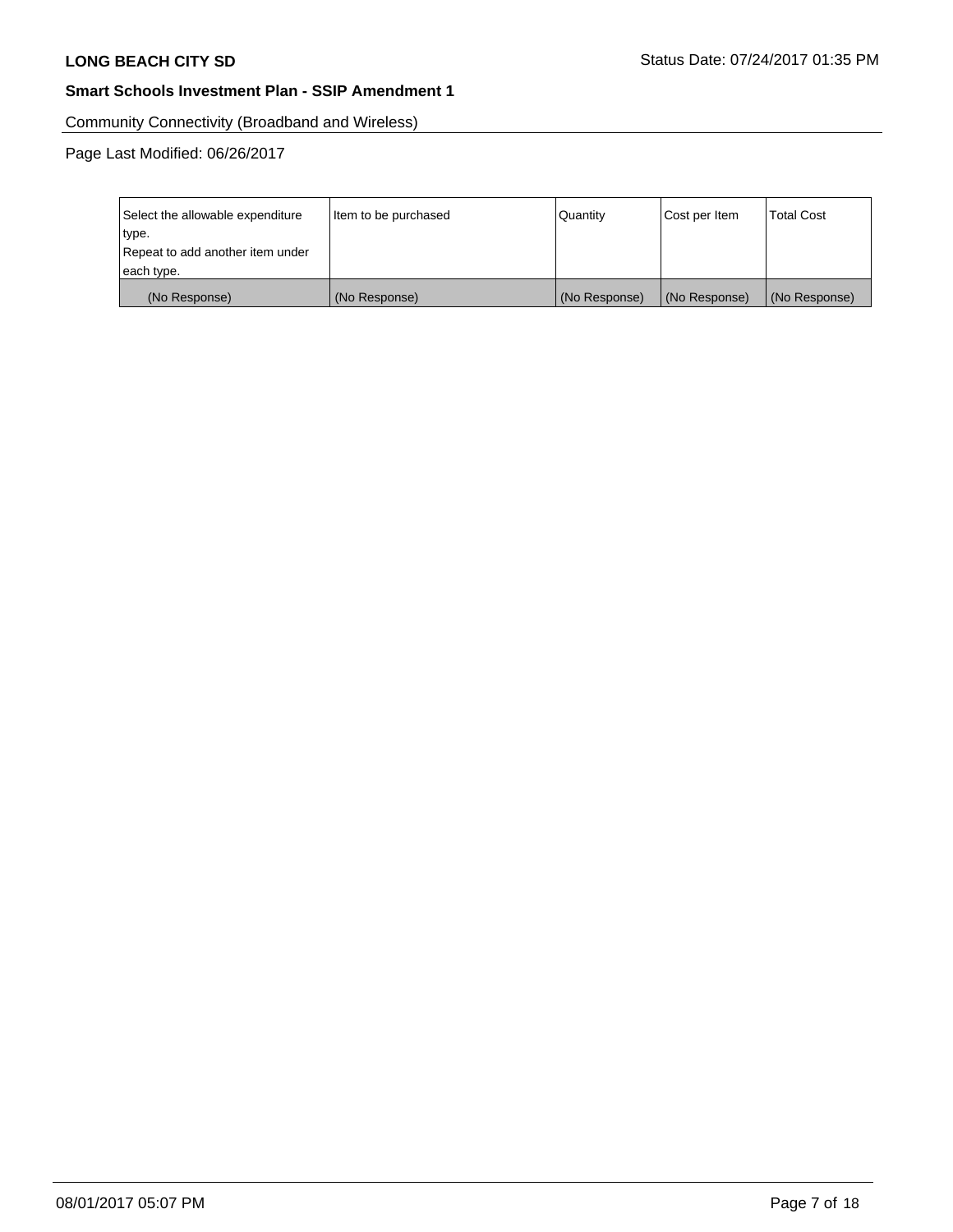Community Connectivity (Broadband and Wireless)

Page Last Modified: 06/26/2017

| Select the allowable expenditure type.<br>Repeat to add another item under each type. | Item to be purchased | Quantity | Cost per Item | Total Cost |
|---|---|---|---|---|
| (No Response) | (No Response) | (No Response) | (No Response) | (No Response) |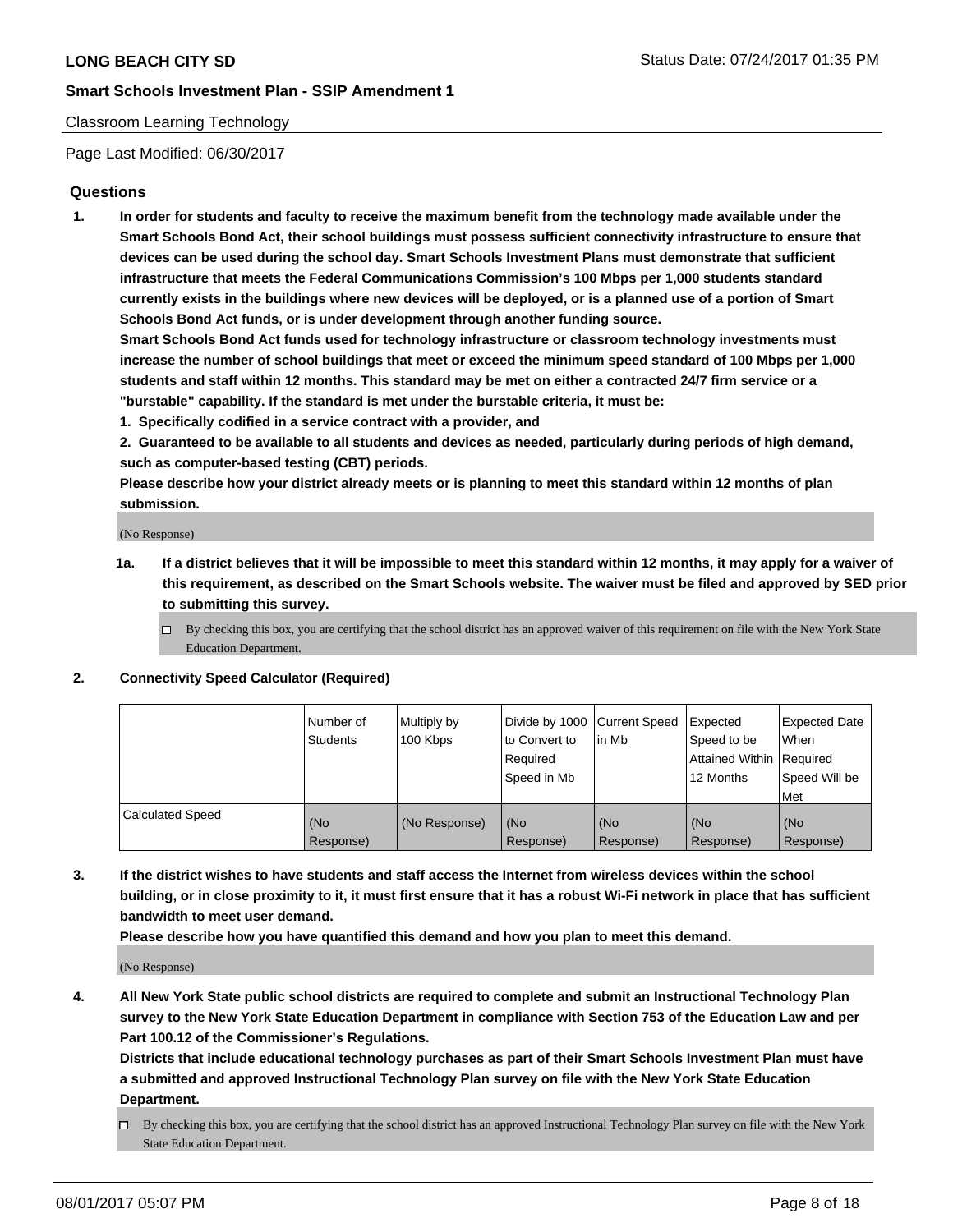Classroom Learning Technology

Page Last Modified: 06/30/2017

## Questions

1. **In order for students and faculty to receive the maximum benefit from the technology made available under the Smart Schools Bond Act, their school buildings must possess sufficient connectivity infrastructure to ensure that devices can be used during the school day. Smart Schools Investment Plans must demonstrate that sufficient infrastructure that meets the Federal Communications Commission's 100 Mbps per 1,000 students standard currently exists in the buildings where new devices will be deployed, or is a planned use of a portion of Smart Schools Bond Act funds, or is under development through another funding source.**

   **Smart Schools Bond Act funds used for technology infrastructure or classroom technology investments must increase the number of school buildings that meet or exceed the minimum speed standard of 100 Mbps per 1,000 students and staff within 12 months. This standard may be met on either a contracted 24/7 firm service or a "burstable" capability. If the standard is met under the burstable criteria, it must be:**

   **1. Specifically codified in a service contract with a provider, and**

   **2. Guaranteed to be available to all students and devices as needed, particularly during periods of high demand, such as computer-based testing (CBT) periods.**

   **Please describe how your district already meets or is planning to meet this standard within 12 months of plan submission.**

   (No Response)

   **1a. If a district believes that it will be impossible to meet this standard within 12 months, it may apply for a waiver of this requirement, as described on the Smart Schools website. The waiver must be filed and approved by SED prior to submitting this survey.**

   ☐ By checking this box, you are certifying that the school district has an approved waiver of this requirement on file with the New York State Education Department.

2. **Connectivity Speed Calculator (Required)**

| | Number of Students | Multiply by 100 Kbps | Divide by 1000 to Convert to Required Speed in Mb | Current Speed in Mb | Expected Speed to be Attained Within 12 Months | Expected Date When Required Speed Will be Met |
|---|---|---|---|---|---|---|
| Calculated Speed | (No Response) | (No Response) | (No Response) | (No Response) | (No Response) | (No Response) |

3. **If the district wishes to have students and staff access the Internet from wireless devices within the school building, or in close proximity to it, it must first ensure that it has a robust Wi-Fi network in place that has sufficient bandwidth to meet user demand.**

   **Please describe how you have quantified this demand and how you plan to meet this demand.**

   (No Response)

4. **All New York State public school districts are required to complete and submit an Instructional Technology Plan survey to the New York State Education Department in compliance with Section 753 of the Education Law and per Part 100.12 of the Commissioner's Regulations.**

   **Districts that include educational technology purchases as part of their Smart Schools Investment Plan must have a submitted and approved Instructional Technology Plan survey on file with the New York State Education Department.**

   ☐ By checking this box, you are certifying that the school district has an approved Instructional Technology Plan survey on file with the New York State Education Department.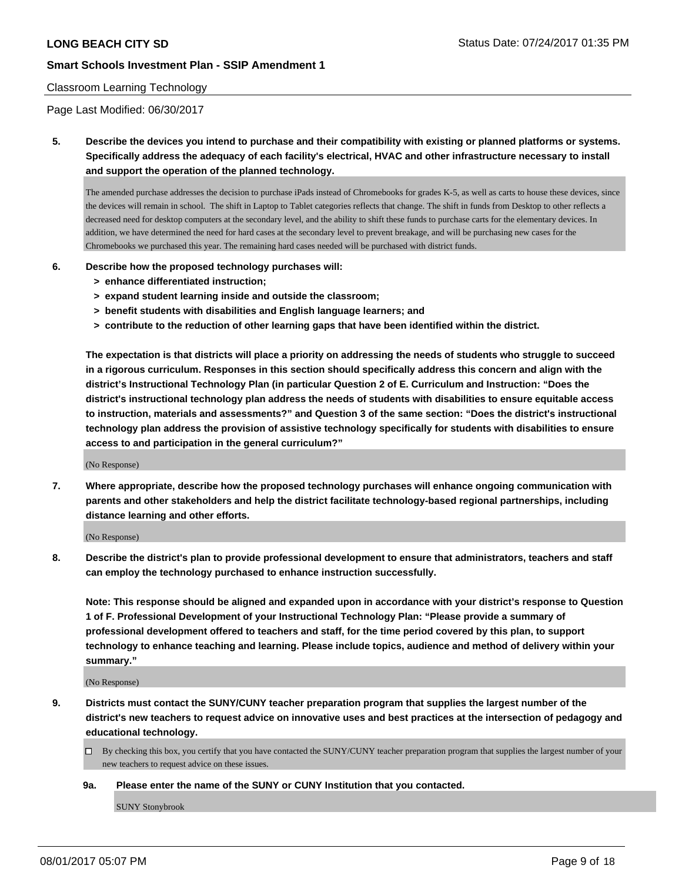Classroom Learning Technology

Page Last Modified: 06/30/2017

**5. Describe the devices you intend to purchase and their compatibility with existing or planned platforms or systems. Specifically address the adequacy of each facility's electrical, HVAC and other infrastructure necessary to install and support the operation of the planned technology.**

The amended purchase addresses the decision to purchase iPads instead of Chromebooks for grades K-5, as well as carts to house these devices, since the devices will remain in school. The shift in Laptop to Tablet categories reflects that change. The shift in funds from Desktop to other reflects a decreased need for desktop computers at the secondary level, and the ability to shift these funds to purchase carts for the elementary devices. In addition, we have determined the need for hard cases at the secondary level to prevent breakage, and will be purchasing new cases for the Chromebooks we purchased this year. The remaining hard cases needed will be purchased with district funds.

**6. Describe how the proposed technology purchases will:**

- **> enhance differentiated instruction;**
- **> expand student learning inside and outside the classroom;**
- **> benefit students with disabilities and English language learners; and**
- **> contribute to the reduction of other learning gaps that have been identified within the district.**

**The expectation is that districts will place a priority on addressing the needs of students who struggle to succeed in a rigorous curriculum. Responses in this section should specifically address this concern and align with the district's Instructional Technology Plan (in particular Question 2 of E. Curriculum and Instruction: "Does the district's instructional technology plan address the needs of students with disabilities to ensure equitable access to instruction, materials and assessments?" and Question 3 of the same section: "Does the district's instructional technology plan address the provision of assistive technology specifically for students with disabilities to ensure access to and participation in the general curriculum?"**

(No Response)

**7. Where appropriate, describe how the proposed technology purchases will enhance ongoing communication with parents and other stakeholders and help the district facilitate technology-based regional partnerships, including distance learning and other efforts.**

(No Response)

**8. Describe the district's plan to provide professional development to ensure that administrators, teachers and staff can employ the technology purchased to enhance instruction successfully.**

**Note: This response should be aligned and expanded upon in accordance with your district's response to Question 1 of F. Professional Development of your Instructional Technology Plan: "Please provide a summary of professional development offered to teachers and staff, for the time period covered by this plan, to support technology to enhance teaching and learning. Please include topics, audience and method of delivery within your summary."**

(No Response)

**9. Districts must contact the SUNY/CUNY teacher preparation program that supplies the largest number of the district's new teachers to request advice on innovative uses and best practices at the intersection of pedagogy and educational technology.**

☐ By checking this box, you certify that you have contacted the SUNY/CUNY teacher preparation program that supplies the largest number of your new teachers to request advice on these issues.

**9a. Please enter the name of the SUNY or CUNY Institution that you contacted.**

SUNY Stonybrook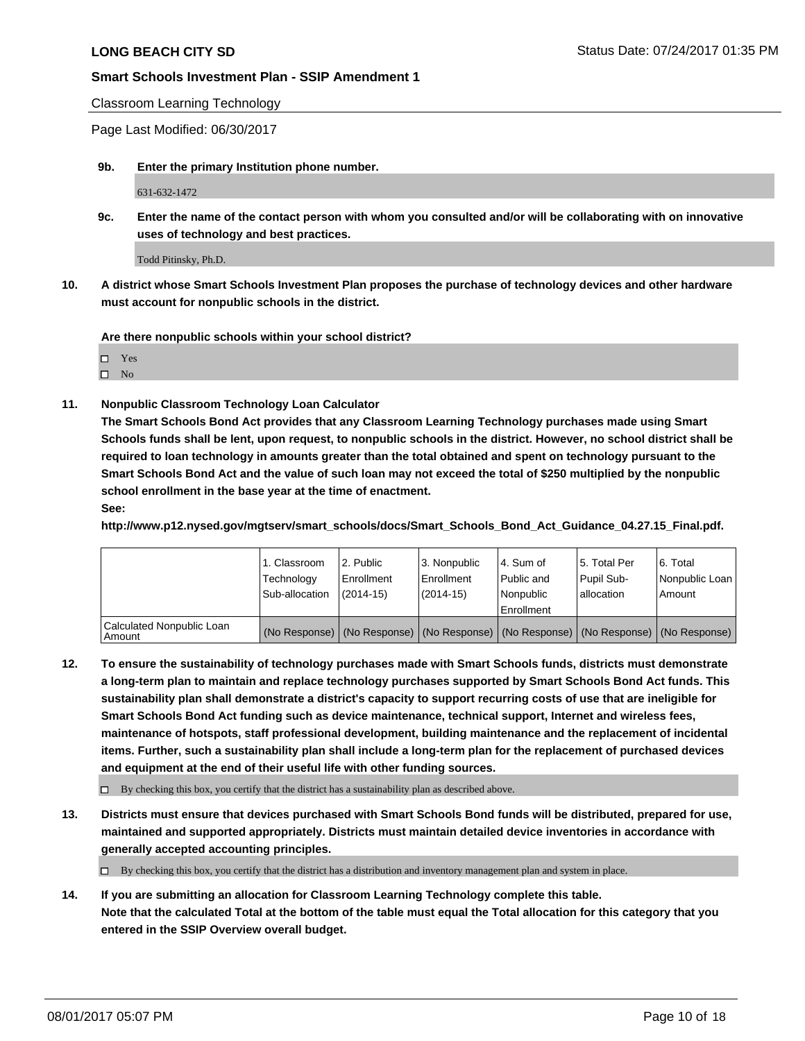Classroom Learning Technology

Page Last Modified: 06/30/2017

**9b. Enter the primary Institution phone number.**

631-632-1472

**9c. Enter the name of the contact person with whom you consulted and/or will be collaborating with on innovative uses of technology and best practices.**

Todd Pitinsky, Ph.D.

**10. A district whose Smart Schools Investment Plan proposes the purchase of technology devices and other hardware must account for nonpublic schools in the district.**

**Are there nonpublic schools within your school district?**

- ☐ Yes
- ☐ No

**11. Nonpublic Classroom Technology Loan Calculator**

**The Smart Schools Bond Act provides that any Classroom Learning Technology purchases made using Smart Schools funds shall be lent, upon request, to nonpublic schools in the district. However, no school district shall be required to loan technology in amounts greater than the total obtained and spent on technology pursuant to the Smart Schools Bond Act and the value of such loan may not exceed the total of $250 multiplied by the nonpublic school enrollment in the base year at the time of enactment.**

**See:**

**http://www.p12.nysed.gov/mgtserv/smart_schools/docs/Smart_Schools_Bond_Act_Guidance_04.27.15_Final.pdf.**

| | 1. Classroom Technology Sub-allocation | 2. Public Enrollment (2014-15) | 3. Nonpublic Enrollment (2014-15) | 4. Sum of Public and Nonpublic Enrollment | 5. Total Per Pupil Sub-allocation | 6. Total Nonpublic Loan Amount |
|---|---|---|---|---|---|---|
| Calculated Nonpublic Loan Amount | (No Response) | (No Response) | (No Response) | (No Response) | (No Response) | (No Response) |

**12. To ensure the sustainability of technology purchases made with Smart Schools funds, districts must demonstrate a long-term plan to maintain and replace technology purchases supported by Smart Schools Bond Act funds. This sustainability plan shall demonstrate a district's capacity to support recurring costs of use that are ineligible for Smart Schools Bond Act funding such as device maintenance, technical support, Internet and wireless fees, maintenance of hotspots, staff professional development, building maintenance and the replacement of incidental items. Further, such a sustainability plan shall include a long-term plan for the replacement of purchased devices and equipment at the end of their useful life with other funding sources.**

☐ By checking this box, you certify that the district has a sustainability plan as described above.

**13. Districts must ensure that devices purchased with Smart Schools Bond funds will be distributed, prepared for use, maintained and supported appropriately. Districts must maintain detailed device inventories in accordance with generally accepted accounting principles.**

☐ By checking this box, you certify that the district has a distribution and inventory management plan and system in place.

**14. If you are submitting an allocation for Classroom Learning Technology complete this table. Note that the calculated Total at the bottom of the table must equal the Total allocation for this category that you entered in the SSIP Overview overall budget.**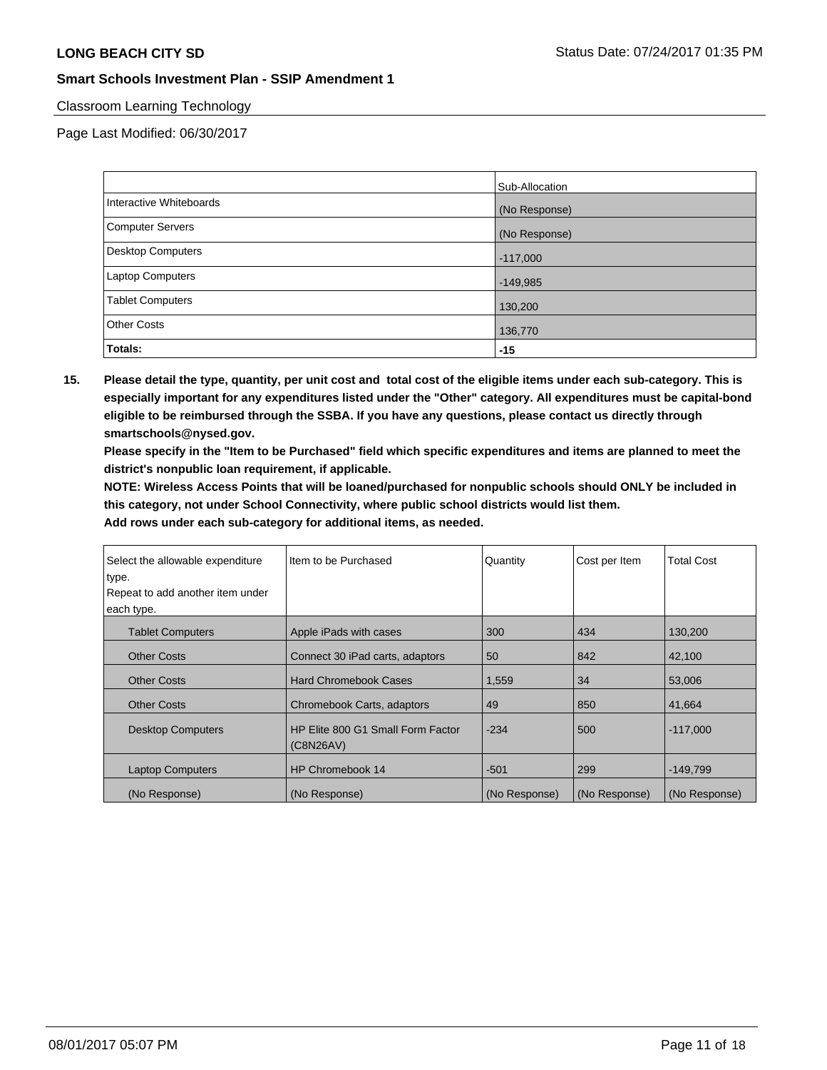Classroom Learning Technology

Page Last Modified: 06/30/2017

| | Sub-Allocation |
|---|---|
| Interactive Whiteboards | (No Response) |
| Computer Servers | (No Response) |
| Desktop Computers | -117,000 |
| Laptop Computers | -149,985 |
| Tablet Computers | 130,200 |
| Other Costs | 136,770 |
| **Totals:** | **-15** |

**15. Please detail the type, quantity, per unit cost and total cost of the eligible items under each sub-category. This is especially important for any expenditures listed under the "Other" category. All expenditures must be capital-bond eligible to be reimbursed through the SSBA. If you have any questions, please contact us directly through smartschools@nysed.gov.**

**Please specify in the "Item to be Purchased" field which specific expenditures and items are planned to meet the district's nonpublic loan requirement, if applicable.**

**NOTE: Wireless Access Points that will be loaned/purchased for nonpublic schools should ONLY be included in this category, not under School Connectivity, where public school districts would list them.**

**Add rows under each sub-category for additional items, as needed.**

| Select the allowable expenditure type. Repeat to add another item under each type. | Item to be Purchased | Quantity | Cost per Item | Total Cost |
|---|---|---|---|---|
| Tablet Computers | Apple iPads with cases | 300 | 434 | 130,200 |
| Other Costs | Connect 30 iPad carts, adaptors | 50 | 842 | 42,100 |
| Other Costs | Hard Chromebook Cases | 1,559 | 34 | 53,006 |
| Other Costs | Chromebook Carts, adaptors | 49 | 850 | 41,664 |
| Desktop Computers | HP Elite 800 G1 Small Form Factor (C8N26AV) | -234 | 500 | -117,000 |
| Laptop Computers | HP Chromebook 14 | -501 | 299 | -149,799 |
| (No Response) | (No Response) | (No Response) | (No Response) | (No Response) |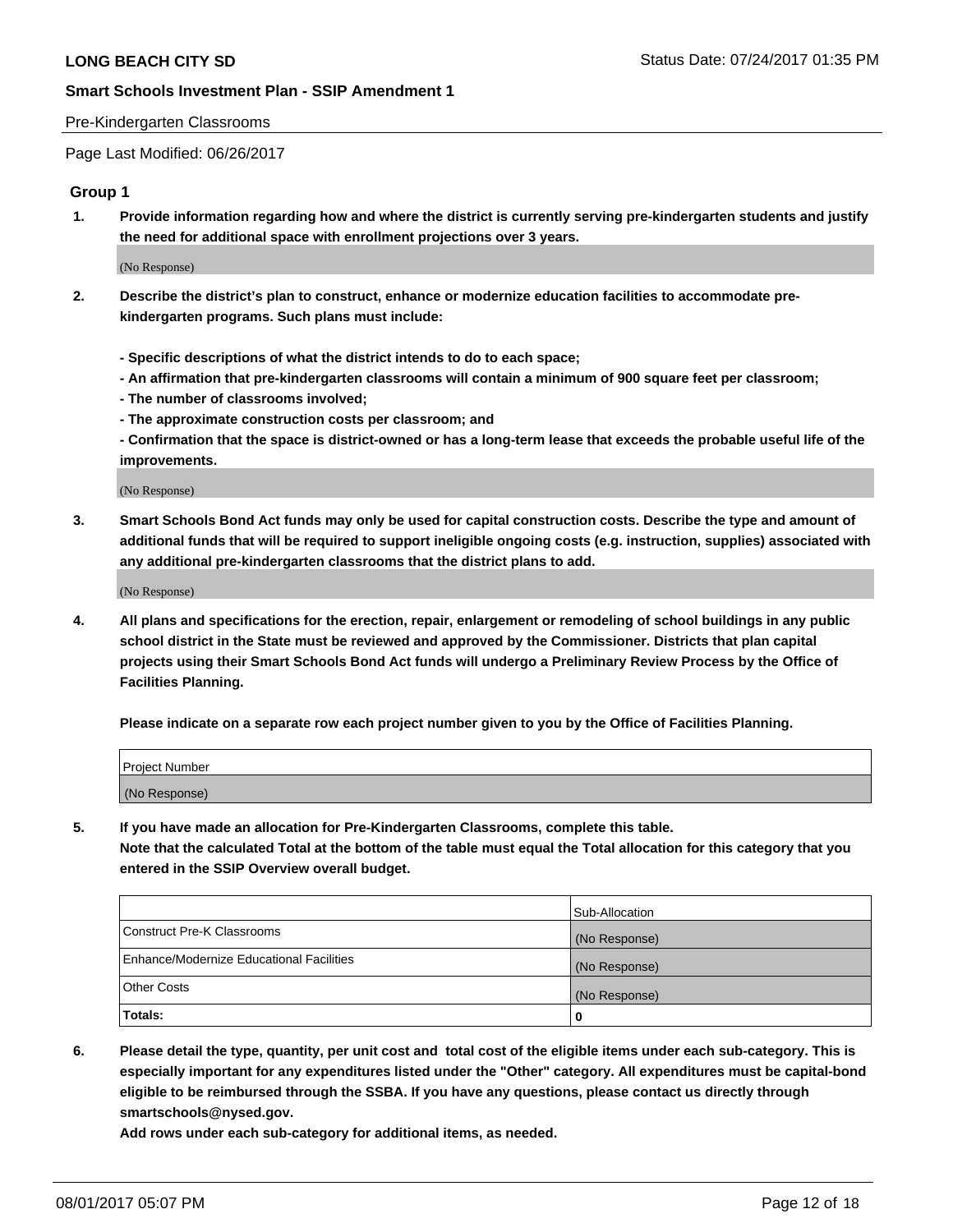Pre-Kindergarten Classrooms

Page Last Modified: 06/26/2017

## Group 1

**1. Provide information regarding how and where the district is currently serving pre-kindergarten students and justify the need for additional space with enrollment projections over 3 years.**

(No Response)

**2. Describe the district's plan to construct, enhance or modernize education facilities to accommodate pre-kindergarten programs. Such plans must include:**

**- Specific descriptions of what the district intends to do to each space;**
**- An affirmation that pre-kindergarten classrooms will contain a minimum of 900 square feet per classroom;**
**- The number of classrooms involved;**
**- The approximate construction costs per classroom; and**
**- Confirmation that the space is district-owned or has a long-term lease that exceeds the probable useful life of the improvements.**

(No Response)

**3. Smart Schools Bond Act funds may only be used for capital construction costs. Describe the type and amount of additional funds that will be required to support ineligible ongoing costs (e.g. instruction, supplies) associated with any additional pre-kindergarten classrooms that the district plans to add.**

(No Response)

**4. All plans and specifications for the erection, repair, enlargement or remodeling of school buildings in any public school district in the State must be reviewed and approved by the Commissioner. Districts that plan capital projects using their Smart Schools Bond Act funds will undergo a Preliminary Review Process by the Office of Facilities Planning.**

**Please indicate on a separate row each project number given to you by the Office of Facilities Planning.**

| Project Number |
|---|
| (No Response) |

**5. If you have made an allocation for Pre-Kindergarten Classrooms, complete this table.**
**Note that the calculated Total at the bottom of the table must equal the Total allocation for this category that you entered in the SSIP Overview overall budget.**

| | Sub-Allocation |
|---|---|
| Construct Pre-K Classrooms | (No Response) |
| Enhance/Modernize Educational Facilities | (No Response) |
| Other Costs | (No Response) |
| **Totals:** | **0** |

**6. Please detail the type, quantity, per unit cost and total cost of the eligible items under each sub-category. This is especially important for any expenditures listed under the "Other" category. All expenditures must be capital-bond eligible to be reimbursed through the SSBA. If you have any questions, please contact us directly through smartschools@nysed.gov.**
**Add rows under each sub-category for additional items, as needed.**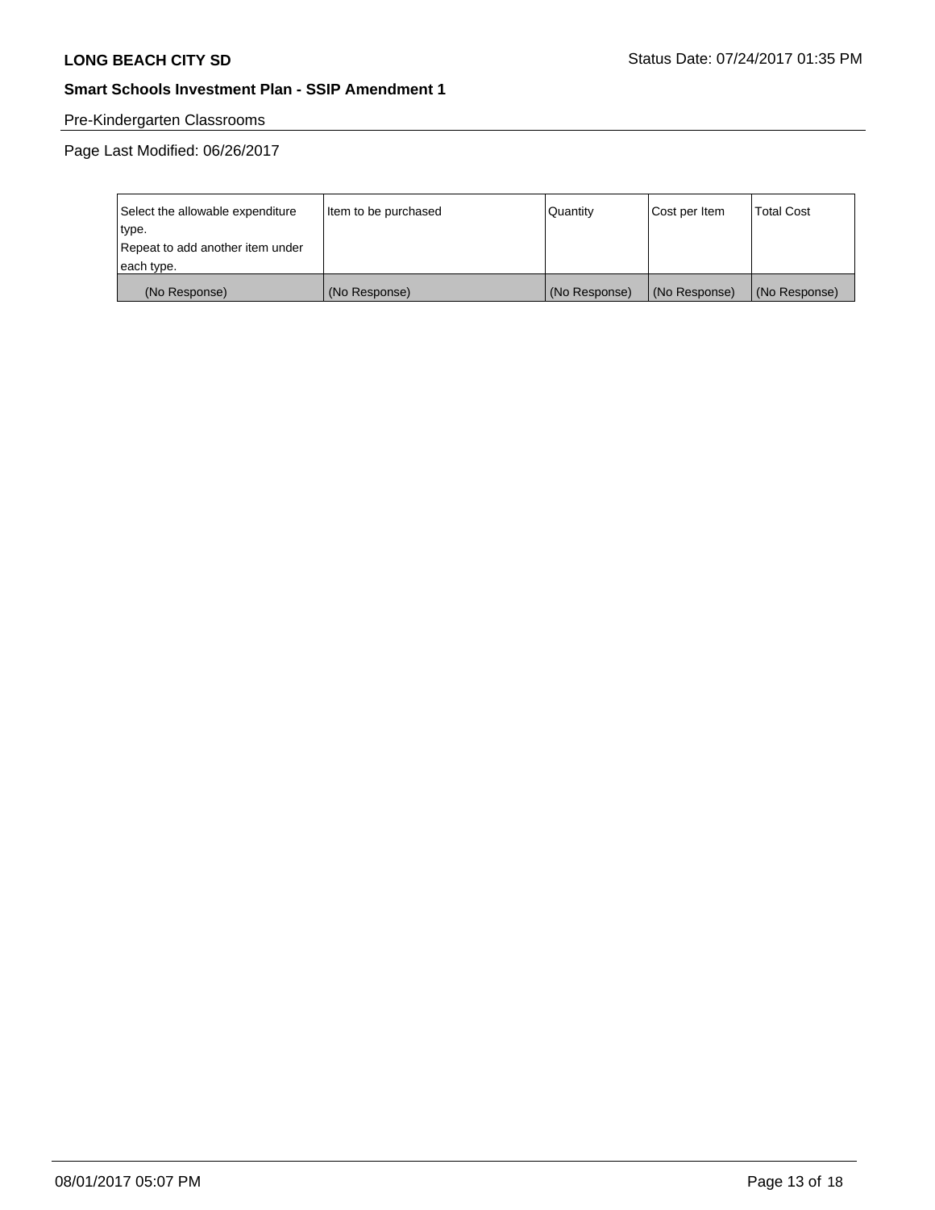Pre-Kindergarten Classrooms

Page Last Modified: 06/26/2017

| Select the allowable expenditure type. Repeat to add another item under each type. | Item to be purchased | Quantity | Cost per Item | Total Cost |
|---|---|---|---|---|
| (No Response) | (No Response) | (No Response) | (No Response) | (No Response) |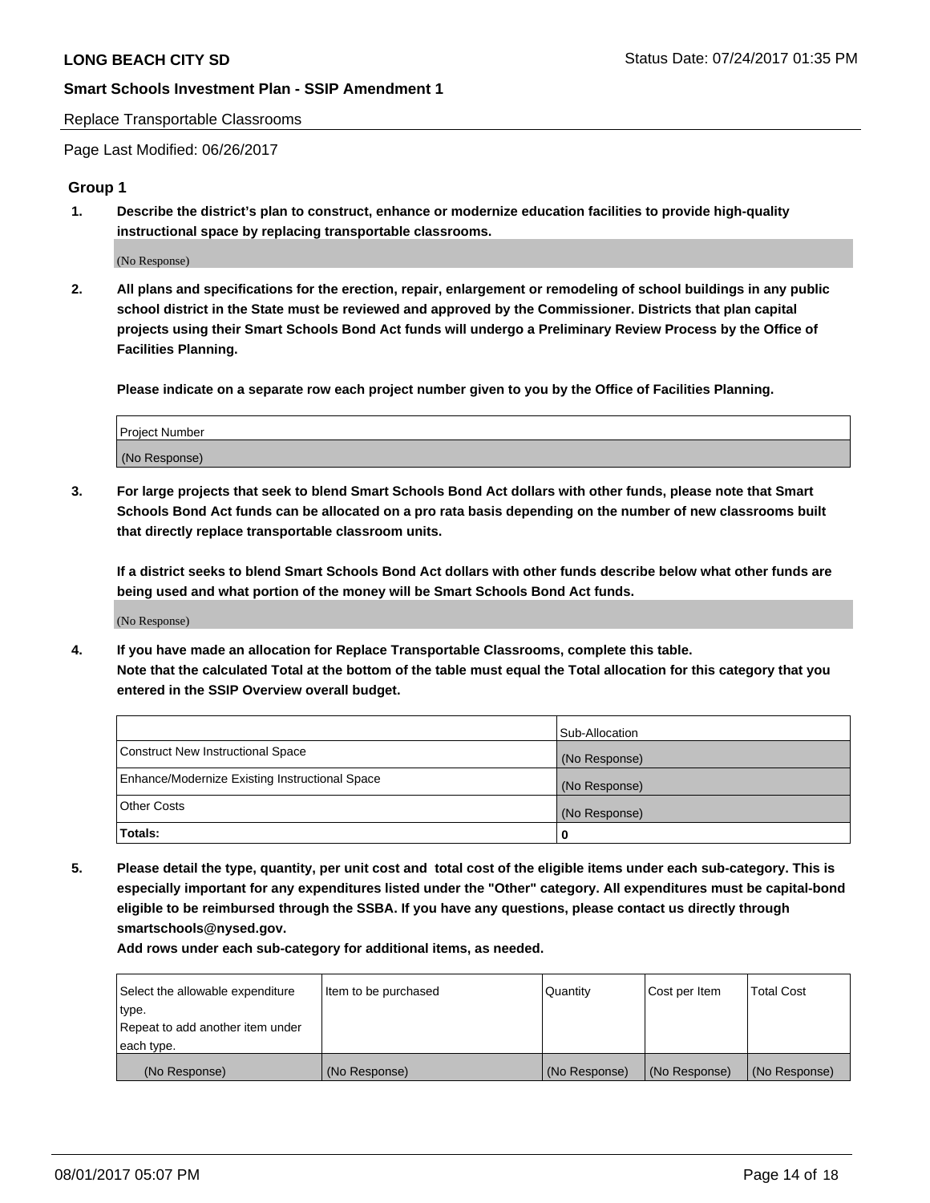Replace Transportable Classrooms

Page Last Modified: 06/26/2017

## Group 1

1. **Describe the district's plan to construct, enhance or modernize education facilities to provide high-quality instructional space by replacing transportable classrooms.**

(No Response)

2. **All plans and specifications for the erection, repair, enlargement or remodeling of school buildings in any public school district in the State must be reviewed and approved by the Commissioner. Districts that plan capital projects using their Smart Schools Bond Act funds will undergo a Preliminary Review Process by the Office of Facilities Planning.**

**Please indicate on a separate row each project number given to you by the Office of Facilities Planning.**

| Project Number |
|---|
| (No Response) |

3. **For large projects that seek to blend Smart Schools Bond Act dollars with other funds, please note that Smart Schools Bond Act funds can be allocated on a pro rata basis depending on the number of new classrooms built that directly replace transportable classroom units.**

**If a district seeks to blend Smart Schools Bond Act dollars with other funds describe below what other funds are being used and what portion of the money will be Smart Schools Bond Act funds.**

(No Response)

4. **If you have made an allocation for Replace Transportable Classrooms, complete this table.**
**Note that the calculated Total at the bottom of the table must equal the Total allocation for this category that you entered in the SSIP Overview overall budget.**

| | Sub-Allocation |
|---|---|
| Construct New Instructional Space | (No Response) |
| Enhance/Modernize Existing Instructional Space | (No Response) |
| Other Costs | (No Response) |
| **Totals:** | **0** |

5. **Please detail the type, quantity, per unit cost and total cost of the eligible items under each sub-category. This is especially important for any expenditures listed under the "Other" category. All expenditures must be capital-bond eligible to be reimbursed through the SSBA. If you have any questions, please contact us directly through smartschools@nysed.gov.**

**Add rows under each sub-category for additional items, as needed.**

| Select the allowable expenditure type. Repeat to add another item under each type. | Item to be purchased | Quantity | Cost per Item | Total Cost |
|---|---|---|---|---|
| (No Response) | (No Response) | (No Response) | (No Response) | (No Response) |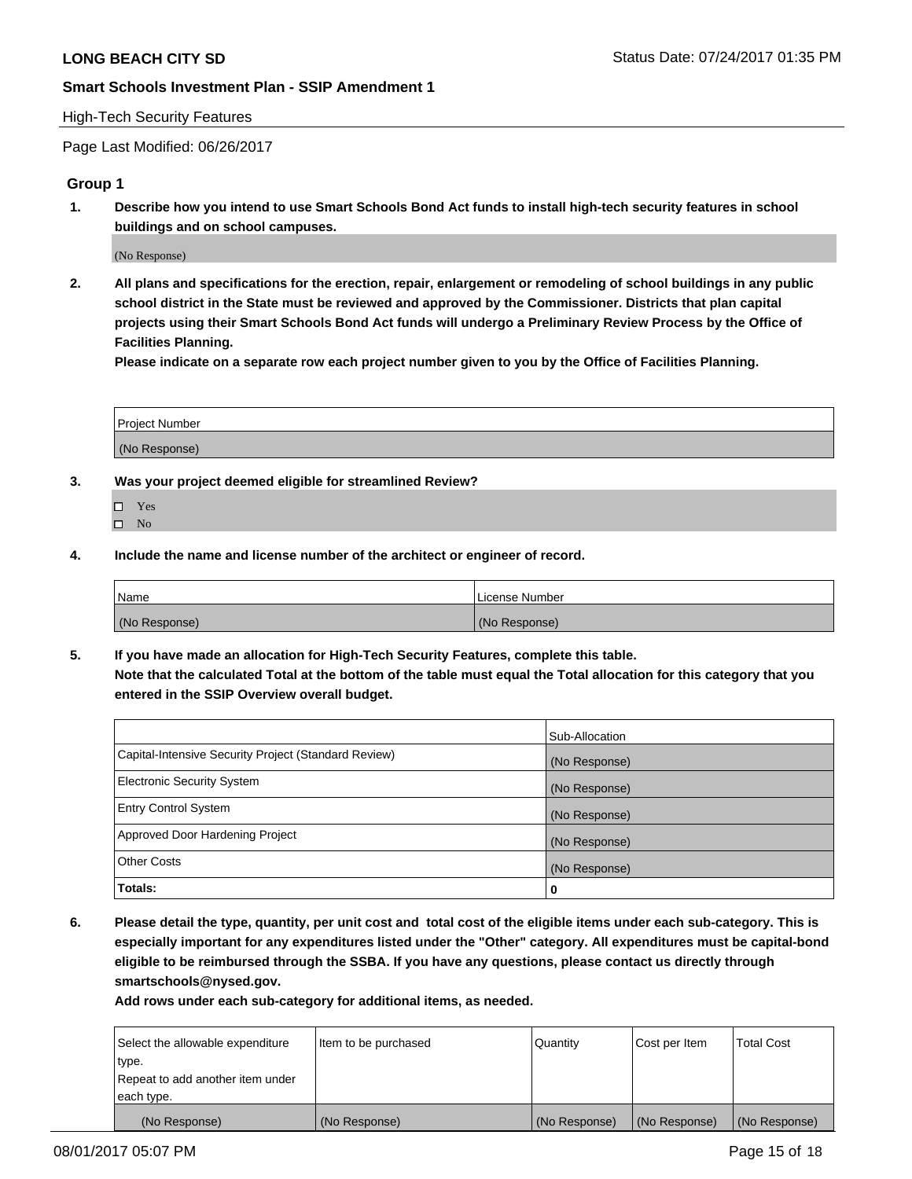High-Tech Security Features

Page Last Modified: 06/26/2017

## Group 1

**1. Describe how you intend to use Smart Schools Bond Act funds to install high-tech security features in school buildings and on school campuses.**

(No Response)

**2. All plans and specifications for the erection, repair, enlargement or remodeling of school buildings in any public school district in the State must be reviewed and approved by the Commissioner. Districts that plan capital projects using their Smart Schools Bond Act funds will undergo a Preliminary Review Process by the Office of Facilities Planning.**

**Please indicate on a separate row each project number given to you by the Office of Facilities Planning.**

| Project Number |
|---|
| (No Response) |

**3. Was your project deemed eligible for streamlined Review?**

- ☐ Yes
- ☐ No

**4. Include the name and license number of the architect or engineer of record.**

| Name | License Number |
|---|---|
| (No Response) | (No Response) |

**5. If you have made an allocation for High-Tech Security Features, complete this table.**
**Note that the calculated Total at the bottom of the table must equal the Total allocation for this category that you entered in the SSIP Overview overall budget.**

| | Sub-Allocation |
|---|---|
| Capital-Intensive Security Project (Standard Review) | (No Response) |
| Electronic Security System | (No Response) |
| Entry Control System | (No Response) |
| Approved Door Hardening Project | (No Response) |
| Other Costs | (No Response) |
| **Totals:** | **0** |

**6. Please detail the type, quantity, per unit cost and total cost of the eligible items under each sub-category. This is especially important for any expenditures listed under the "Other" category. All expenditures must be capital-bond eligible to be reimbursed through the SSBA. If you have any questions, please contact us directly through smartschools@nysed.gov.**

**Add rows under each sub-category for additional items, as needed.**

| Select the allowable expenditure type. Repeat to add another item under each type. | Item to be purchased | Quantity | Cost per Item | Total Cost |
|---|---|---|---|---|
| (No Response) | (No Response) | (No Response) | (No Response) | (No Response) |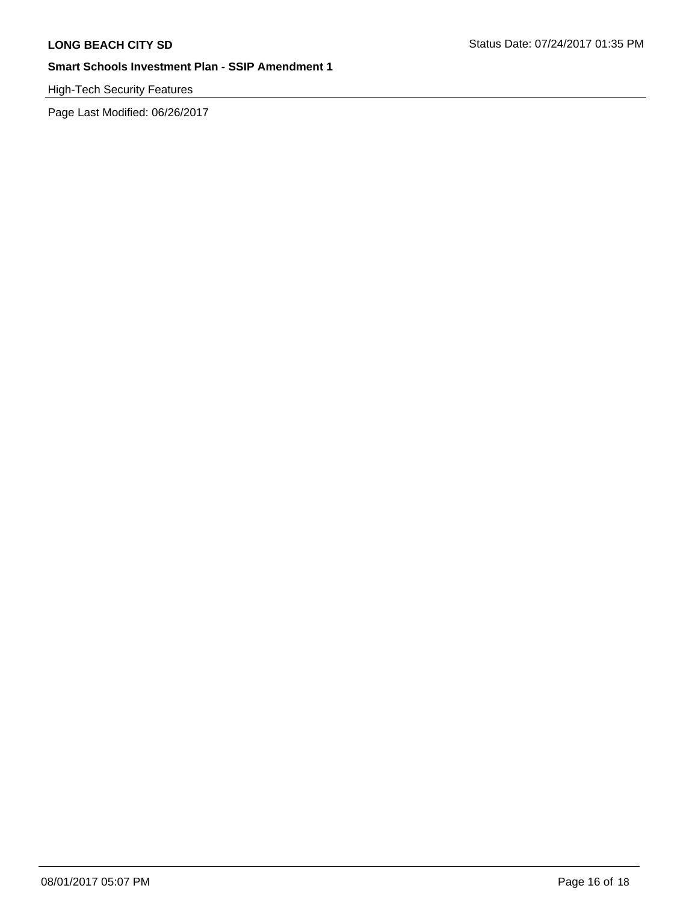High-Tech Security Features

Page Last Modified: 06/26/2017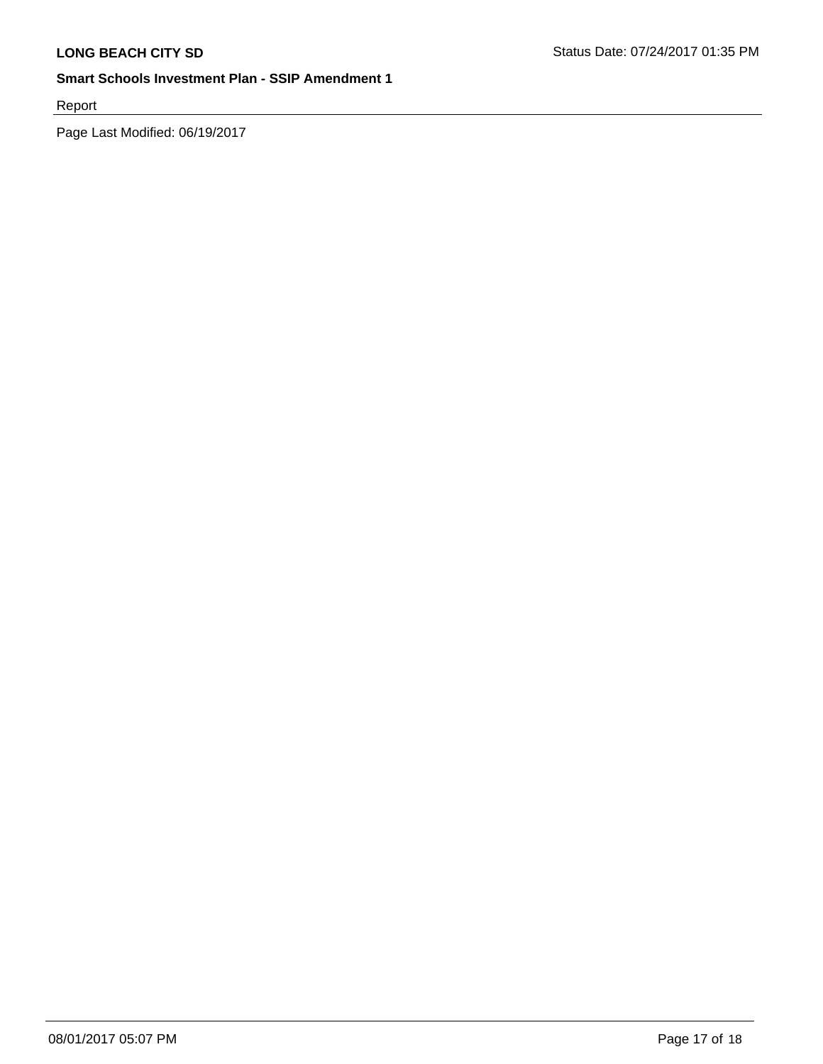Report

Page Last Modified: 06/19/2017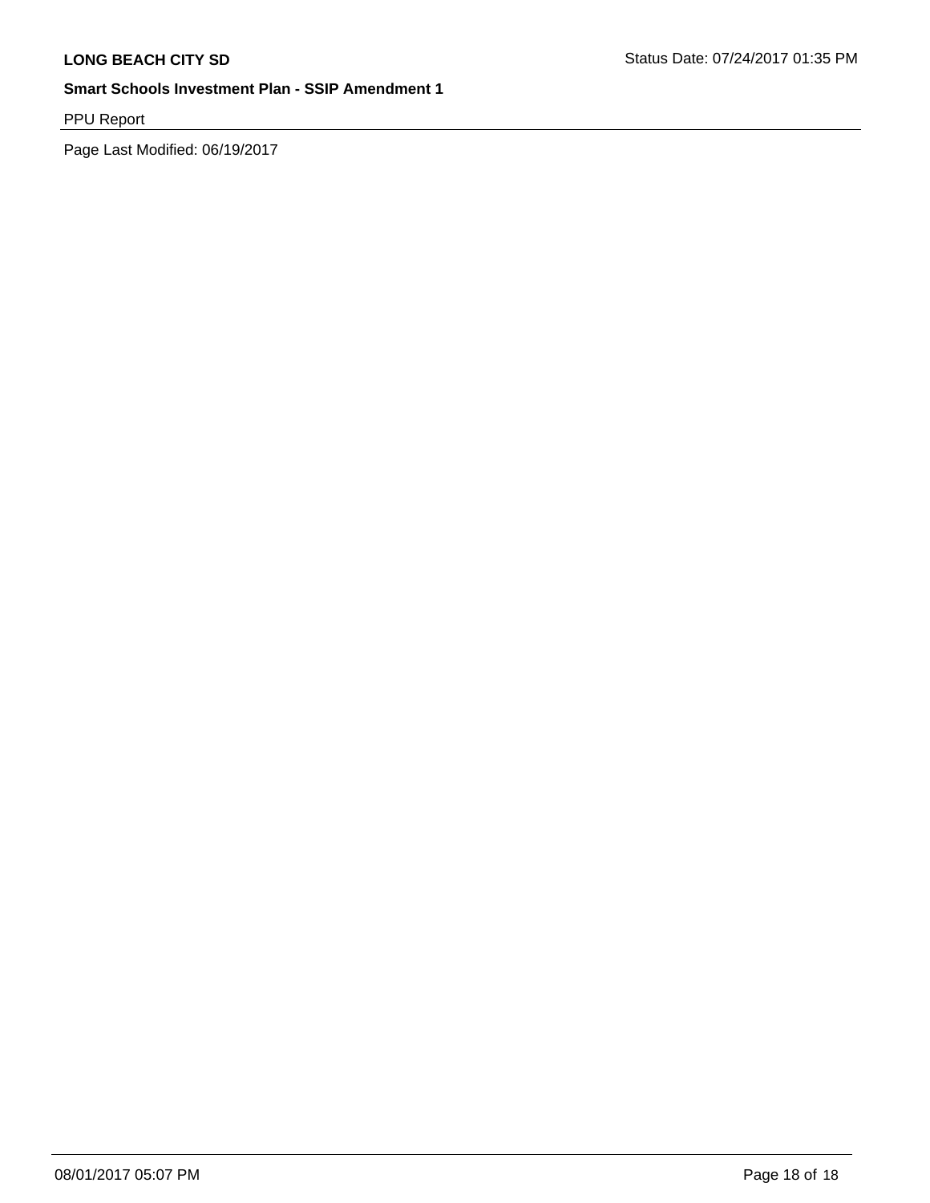Page Last Modified: 06/19/2017